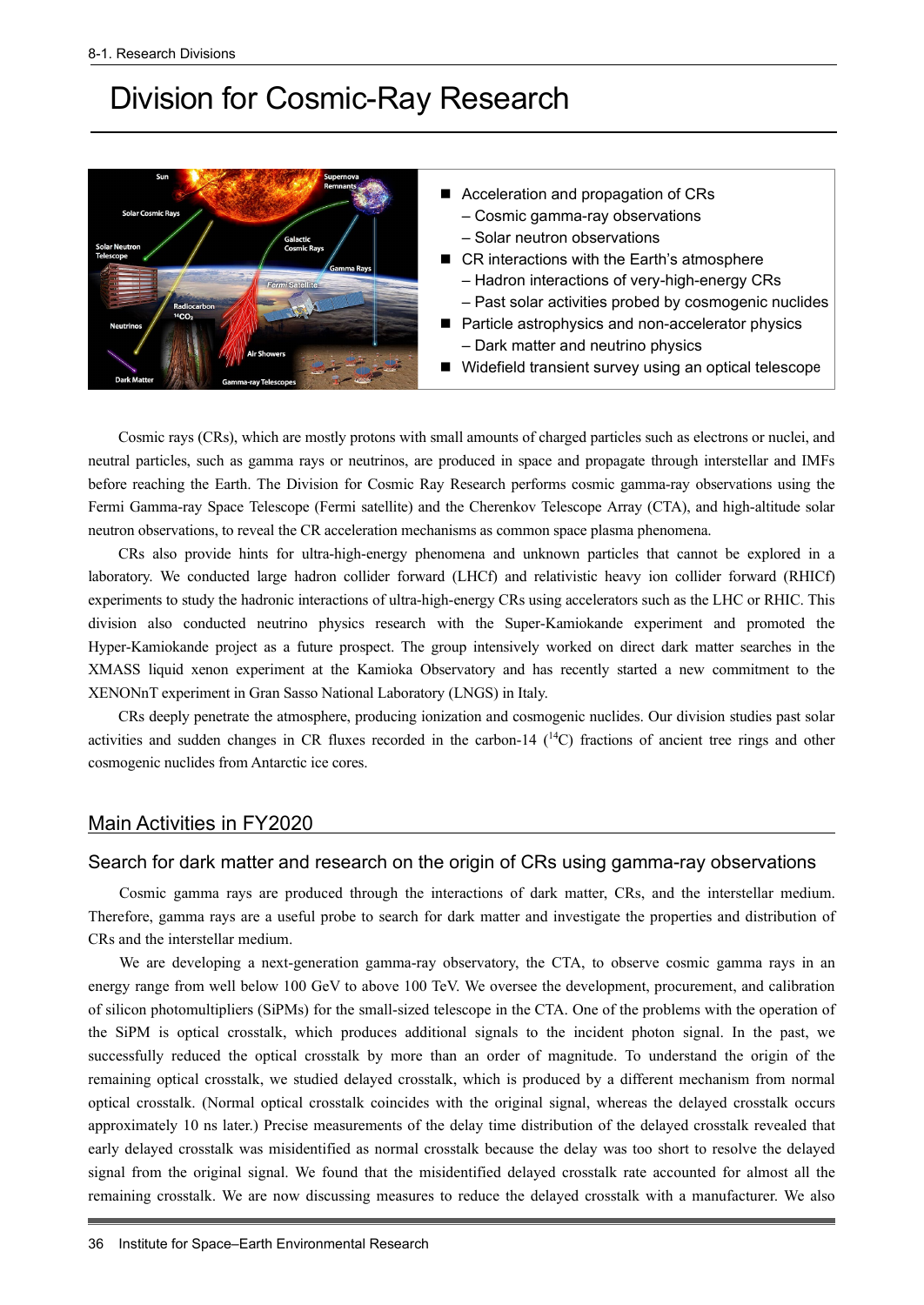# Division for Cosmic-Ray Research

- Acceleration and propagation of CRs
  - – Cosmic gamma-ray observations
  - – Solar neutron observations
- CR interactions with the Earth's atmosphere
  - – Hadron interactions of very-high-energy CRs
  - – Past solar activities probed by cosmogenic nuclides
- Particle astrophysics and non-accelerator physics
  - – Dark matter and neutrino physics
- Widefield transient survey using an optical telescope

Cosmic rays (CRs), which are mostly protons with small amounts of charged particles such as electrons or nuclei, and neutral particles, such as gamma rays or neutrinos, are produced in space and propagate through interstellar and IMFs before reaching the Earth. The Division for Cosmic Ray Research performs cosmic gamma-ray observations using the Fermi Gamma-ray Space Telescope (Fermi satellite) and the Cherenkov Telescope Array (CTA), and high-altitude solar neutron observations, to reveal the CR acceleration mechanisms as common space plasma phenomena.

CRs also provide hints for ultra-high-energy phenomena and unknown particles that cannot be explored in a laboratory. We conducted large hadron collider forward (LHCf) and relativistic heavy ion collider forward (RHICf) experiments to study the hadronic interactions of ultra-high-energy CRs using accelerators such as the LHC or RHIC. This division also conducted neutrino physics research with the Super-Kamiokande experiment and promoted the Hyper-Kamiokande project as a future prospect. The group intensively worked on direct dark matter searches in the XMASS liquid xenon experiment at the Kamioka Observatory and has recently started a new commitment to the XENONnT experiment in Gran Sasso National Laboratory (LNGS) in Italy.

CRs deeply penetrate the atmosphere, producing ionization and cosmogenic nuclides. Our division studies past solar activities and sudden changes in CR fluxes recorded in the carbon-14 ($^{14}C$) fractions of ancient tree rings and other cosmogenic nuclides from Antarctic ice cores.

## Main Activities in FY2020

### Search for dark matter and research on the origin of CRs using gamma-ray observations

Cosmic gamma rays are produced through the interactions of dark matter, CRs, and the interstellar medium. Therefore, gamma rays are a useful probe to search for dark matter and investigate the properties and distribution of CRs and the interstellar medium.

We are developing a next-generation gamma-ray observatory, the CTA, to observe cosmic gamma rays in an energy range from well below 100 GeV to above 100 TeV. We oversee the development, procurement, and calibration of silicon photomultipliers (SiPMs) for the small-sized telescope in the CTA. One of the problems with the operation of the SiPM is optical crosstalk, which produces additional signals to the incident photon signal. In the past, we successfully reduced the optical crosstalk by more than an order of magnitude. To understand the origin of the remaining optical crosstalk, we studied delayed crosstalk, which is produced by a different mechanism from normal optical crosstalk. (Normal optical crosstalk coincides with the original signal, whereas the delayed crosstalk occurs approximately 10 ns later.) Precise measurements of the delay time distribution of the delayed crosstalk revealed that early delayed crosstalk was misidentified as normal crosstalk because the delay was too short to resolve the delayed signal from the original signal. We found that the misidentified delayed crosstalk rate accounted for almost all the remaining crosstalk. We are now discussing measures to reduce the delayed crosstalk with a manufacturer. We also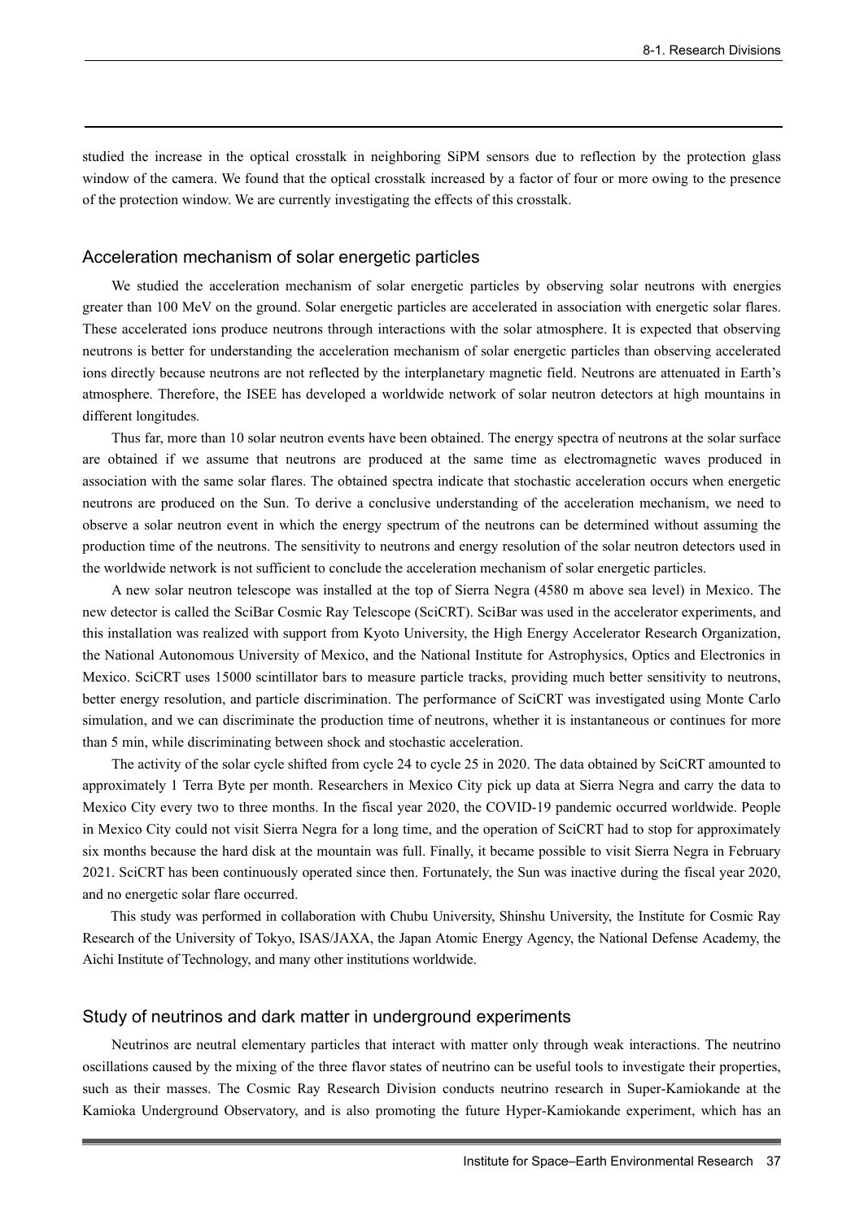studied the increase in the optical crosstalk in neighboring SiPM sensors due to reflection by the protection glass window of the camera. We found that the optical crosstalk increased by a factor of four or more owing to the presence of the protection window. We are currently investigating the effects of this crosstalk.

## Acceleration mechanism of solar energetic particles

We studied the acceleration mechanism of solar energetic particles by observing solar neutrons with energies greater than 100 MeV on the ground. Solar energetic particles are accelerated in association with energetic solar flares. These accelerated ions produce neutrons through interactions with the solar atmosphere. It is expected that observing neutrons is better for understanding the acceleration mechanism of solar energetic particles than observing accelerated ions directly because neutrons are not reflected by the interplanetary magnetic field. Neutrons are attenuated in Earth's atmosphere. Therefore, the ISEE has developed a worldwide network of solar neutron detectors at high mountains in different longitudes.

Thus far, more than 10 solar neutron events have been obtained. The energy spectra of neutrons at the solar surface are obtained if we assume that neutrons are produced at the same time as electromagnetic waves produced in association with the same solar flares. The obtained spectra indicate that stochastic acceleration occurs when energetic neutrons are produced on the Sun. To derive a conclusive understanding of the acceleration mechanism, we need to observe a solar neutron event in which the energy spectrum of the neutrons can be determined without assuming the production time of the neutrons. The sensitivity to neutrons and energy resolution of the solar neutron detectors used in the worldwide network is not sufficient to conclude the acceleration mechanism of solar energetic particles.

A new solar neutron telescope was installed at the top of Sierra Negra (4580 m above sea level) in Mexico. The new detector is called the SciBar Cosmic Ray Telescope (SciCRT). SciBar was used in the accelerator experiments, and this installation was realized with support from Kyoto University, the High Energy Accelerator Research Organization, the National Autonomous University of Mexico, and the National Institute for Astrophysics, Optics and Electronics in Mexico. SciCRT uses 15000 scintillator bars to measure particle tracks, providing much better sensitivity to neutrons, better energy resolution, and particle discrimination. The performance of SciCRT was investigated using Monte Carlo simulation, and we can discriminate the production time of neutrons, whether it is instantaneous or continues for more than 5 min, while discriminating between shock and stochastic acceleration.

The activity of the solar cycle shifted from cycle 24 to cycle 25 in 2020. The data obtained by SciCRT amounted to approximately 1 Terra Byte per month. Researchers in Mexico City pick up data at Sierra Negra and carry the data to Mexico City every two to three months. In the fiscal year 2020, the COVID-19 pandemic occurred worldwide. People in Mexico City could not visit Sierra Negra for a long time, and the operation of SciCRT had to stop for approximately six months because the hard disk at the mountain was full. Finally, it became possible to visit Sierra Negra in February 2021. SciCRT has been continuously operated since then. Fortunately, the Sun was inactive during the fiscal year 2020, and no energetic solar flare occurred.

This study was performed in collaboration with Chubu University, Shinshu University, the Institute for Cosmic Ray Research of the University of Tokyo, ISAS/JAXA, the Japan Atomic Energy Agency, the National Defense Academy, the Aichi Institute of Technology, and many other institutions worldwide.

## Study of neutrinos and dark matter in underground experiments

Neutrinos are neutral elementary particles that interact with matter only through weak interactions. The neutrino oscillations caused by the mixing of the three flavor states of neutrino can be useful tools to investigate their properties, such as their masses. The Cosmic Ray Research Division conducts neutrino research in Super-Kamiokande at the Kamioka Underground Observatory, and is also promoting the future Hyper-Kamiokande experiment, which has an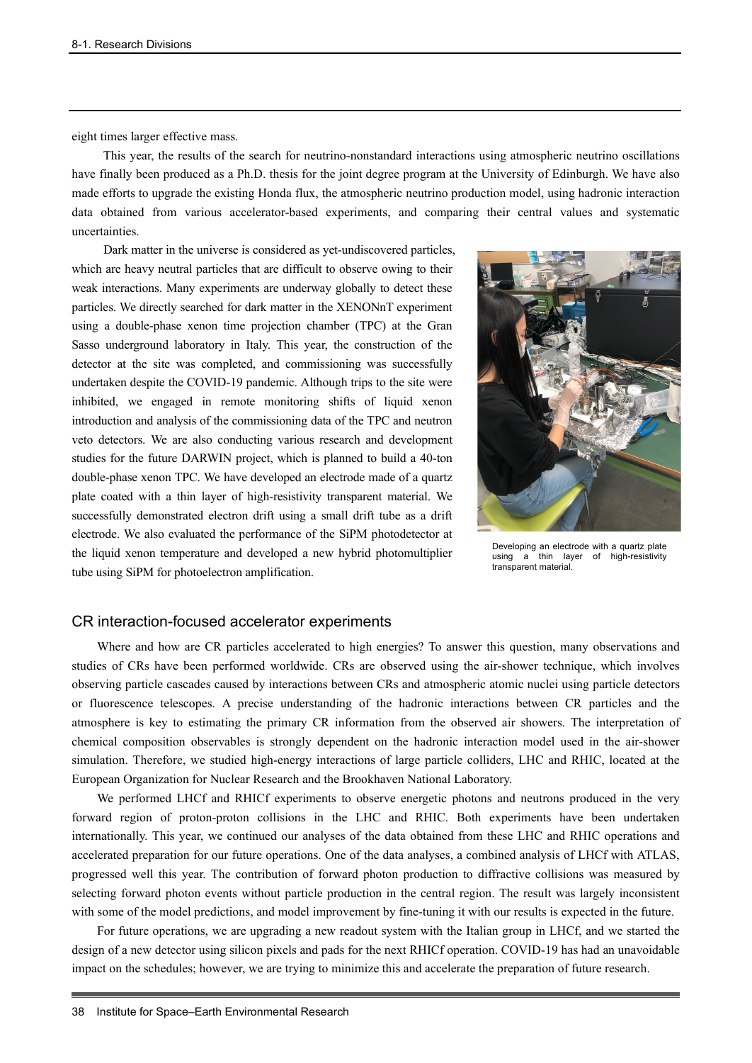eight times larger effective mass.

This year, the results of the search for neutrino-nonstandard interactions using atmospheric neutrino oscillations have finally been produced as a Ph.D. thesis for the joint degree program at the University of Edinburgh. We have also made efforts to upgrade the existing Honda flux, the atmospheric neutrino production model, using hadronic interaction data obtained from various accelerator-based experiments, and comparing their central values and systematic uncertainties.

Dark matter in the universe is considered as yet-undiscovered particles, which are heavy neutral particles that are difficult to observe owing to their weak interactions. Many experiments are underway globally to detect these particles. We directly searched for dark matter in the XENONnT experiment using a double-phase xenon time projection chamber (TPC) at the Gran Sasso underground laboratory in Italy. This year, the construction of the detector at the site was completed, and commissioning was successfully undertaken despite the COVID-19 pandemic. Although trips to the site were inhibited, we engaged in remote monitoring shifts of liquid xenon introduction and analysis of the commissioning data of the TPC and neutron veto detectors. We are also conducting various research and development studies for the future DARWIN project, which is planned to build a 40-ton double-phase xenon TPC. We have developed an electrode made of a quartz plate coated with a thin layer of high-resistivity transparent material. We successfully demonstrated electron drift using a small drift tube as a drift electrode. We also evaluated the performance of the SiPM photodetector at the liquid xenon temperature and developed a new hybrid photomultiplier tube using SiPM for photoelectron amplification.

Developing an electrode with a quartz plate using a thin layer of high-resistivity transparent material.

## CR interaction-focused accelerator experiments

Where and how are CR particles accelerated to high energies? To answer this question, many observations and studies of CRs have been performed worldwide. CRs are observed using the air-shower technique, which involves observing particle cascades caused by interactions between CRs and atmospheric atomic nuclei using particle detectors or fluorescence telescopes. A precise understanding of the hadronic interactions between CR particles and the atmosphere is key to estimating the primary CR information from the observed air showers. The interpretation of chemical composition observables is strongly dependent on the hadronic interaction model used in the air-shower simulation. Therefore, we studied high-energy interactions of large particle colliders, LHC and RHIC, located at the European Organization for Nuclear Research and the Brookhaven National Laboratory.

We performed LHCf and RHICf experiments to observe energetic photons and neutrons produced in the very forward region of proton-proton collisions in the LHC and RHIC. Both experiments have been undertaken internationally. This year, we continued our analyses of the data obtained from these LHC and RHIC operations and accelerated preparation for our future operations. One of the data analyses, a combined analysis of LHCf with ATLAS, progressed well this year. The contribution of forward photon production to diffractive collisions was measured by selecting forward photon events without particle production in the central region. The result was largely inconsistent with some of the model predictions, and model improvement by fine-tuning it with our results is expected in the future.

For future operations, we are upgrading a new readout system with the Italian group in LHCf, and we started the design of a new detector using silicon pixels and pads for the next RHICf operation. COVID-19 has had an unavoidable impact on the schedules; however, we are trying to minimize this and accelerate the preparation of future research.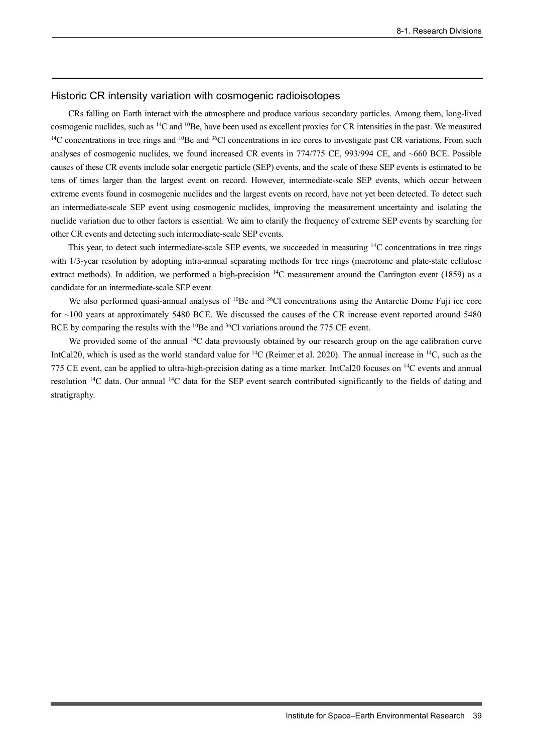## Historic CR intensity variation with cosmogenic radioisotopes

CRs falling on Earth interact with the atmosphere and produce various secondary particles. Among them, long-lived cosmogenic nuclides, such as $^{14}C$ and $^{10}Be$, have been used as excellent proxies for CR intensities in the past. We measured $^{14}C$ concentrations in tree rings and $^{10}Be$ and $^{36}Cl$ concentrations in ice cores to investigate past CR variations. From such analyses of cosmogenic nuclides, we found increased CR events in 774/775 CE, 993/994 CE, and ~660 BCE. Possible causes of these CR events include solar energetic particle (SEP) events, and the scale of these SEP events is estimated to be tens of times larger than the largest event on record. However, intermediate-scale SEP events, which occur between extreme events found in cosmogenic nuclides and the largest events on record, have not yet been detected. To detect such an intermediate-scale SEP event using cosmogenic nuclides, improving the measurement uncertainty and isolating the nuclide variation due to other factors is essential. We aim to clarify the frequency of extreme SEP events by searching for other CR events and detecting such intermediate-scale SEP events.

This year, to detect such intermediate-scale SEP events, we succeeded in measuring $^{14}C$ concentrations in tree rings with 1/3-year resolution by adopting intra-annual separating methods for tree rings (microtome and plate-state cellulose extract methods). In addition, we performed a high-precision $^{14}C$ measurement around the Carrington event (1859) as a candidate for an intermediate-scale SEP event.

We also performed quasi-annual analyses of $^{10}Be$ and $^{36}Cl$ concentrations using the Antarctic Dome Fuji ice core for ~100 years at approximately 5480 BCE. We discussed the causes of the CR increase event reported around 5480 BCE by comparing the results with the $^{10}Be$ and $^{36}Cl$ variations around the 775 CE event.

We provided some of the annual $^{14}C$ data previously obtained by our research group on the age calibration curve IntCal20, which is used as the world standard value for $^{14}C$ (Reimer et al. 2020). The annual increase in $^{14}C$, such as the 775 CE event, can be applied to ultra-high-precision dating as a time marker. IntCal20 focuses on $^{14}C$ events and annual resolution $^{14}C$ data. Our annual $^{14}C$ data for the SEP event search contributed significantly to the fields of dating and stratigraphy.